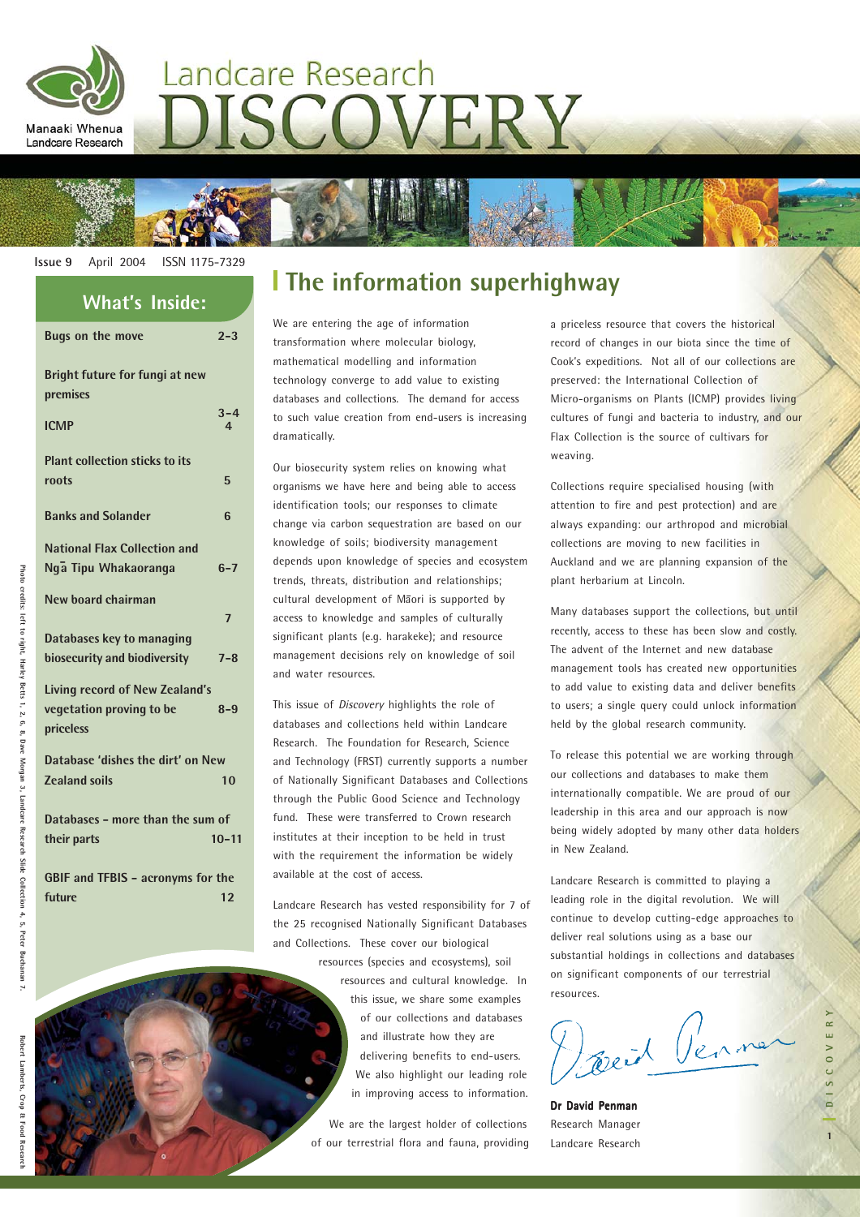Manaaki Whenua
Landcare Research

# Landcare Research DISCOVERY

Issue 9 April 2004 ISSN 1175-7329

## What's Inside:

| | |
|---|---|
| Bugs on the move | 2–3 |
| Bright future for fungi at new premises | 3–4 |
| ICMP | 4 |
| Plant collection sticks to its roots | 5 |
| Banks and Solander | 6 |
| National Flax Collection and Ngā Tipu Whakaoranga | 6–7 |
| New board chairman | 7 |
| Databases key to managing biosecurity and biodiversity | 7–8 |
| Living record of New Zealand's vegetation proving to be priceless | 8–9 |
| Database 'dishes the dirt' on New Zealand soils | 10 |
| Databases – more than the sum of their parts | 10–11 |
| GBIF and TFBIS – acronyms for the future | 12 |

Photo credits: left to right, Harley Betts 1, 2, 6, 8, Dave Morgan 3, Landcare Research Slide Collection 4, 5, Peter Buchanan 7, Robert Lamberts, Crop & Food Research

# The information superhighway

We are entering the age of information transformation where molecular biology, mathematical modelling and information technology converge to add value to existing databases and collections. The demand for access to such value creation from end-users is increasing dramatically.

Our biosecurity system relies on knowing what organisms we have here and being able to access identification tools; our responses to climate change via carbon sequestration are based on our knowledge of soils; biodiversity management depends upon knowledge of species and ecosystem trends, threats, distribution and relationships; cultural development of Māori is supported by access to knowledge and samples of culturally significant plants (e.g. harakeke); and resource management decisions rely on knowledge of soil and water resources.

This issue of *Discovery* highlights the role of databases and collections held within Landcare Research. The Foundation for Research, Science and Technology (FRST) currently supports a number of Nationally Significant Databases and Collections through the Public Good Science and Technology fund. These were transferred to Crown research institutes at their inception to be held in trust with the requirement the information be widely available at the cost of access.

Landcare Research has vested responsibility for 7 of the 25 recognised Nationally Significant Databases and Collections. These cover our biological resources (species and ecosystems), soil resources and cultural knowledge. In this issue, we share some examples of our collections and databases and illustrate how they are delivering benefits to end-users. We also highlight our leading role in improving access to information.

We are the largest holder of collections of our terrestrial flora and fauna, providing a priceless resource that covers the historical record of changes in our biota since the time of Cook's expeditions. Not all of our collections are preserved: the International Collection of Micro-organisms on Plants (ICMP) provides living cultures of fungi and bacteria to industry, and our Flax Collection is the source of cultivars for weaving.

Collections require specialised housing (with attention to fire and pest protection) and are always expanding: our arthropod and microbial collections are moving to new facilities in Auckland and we are planning expansion of the plant herbarium at Lincoln.

Many databases support the collections, but until recently, access to these has been slow and costly. The advent of the Internet and new database management tools has created new opportunities to add value to existing data and deliver benefits to users; a single query could unlock information held by the global research community.

To release this potential we are working through our collections and databases to make them internationally compatible. We are proud of our leadership in this area and our approach is now being widely adopted by many other data holders in New Zealand.

Landcare Research is committed to playing a leading role in the digital revolution. We will continue to develop cutting-edge approaches to deliver real solutions using as a base our substantial holdings in collections and databases on significant components of our terrestrial resources.

**Dr David Penman**
Research Manager
Landcare Research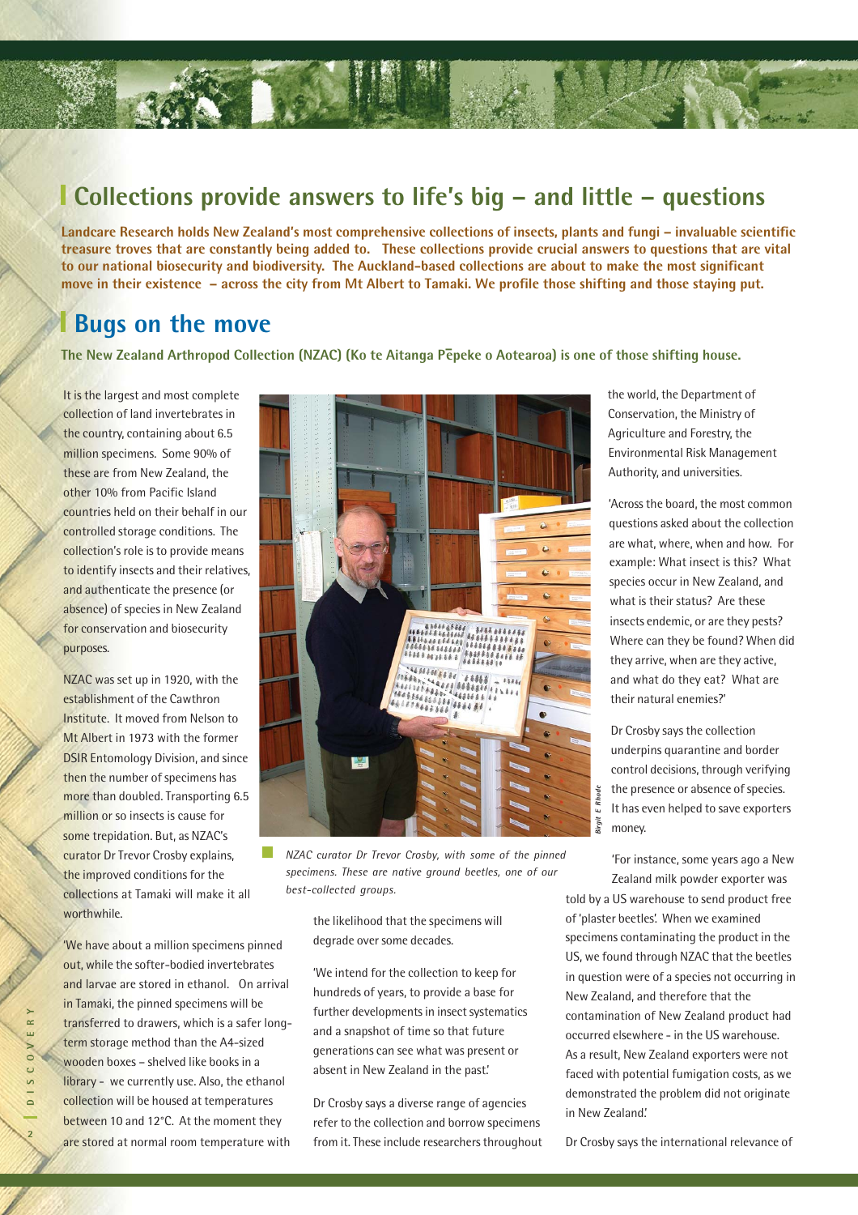# Collections provide answers to life's big – and little – questions

**Landcare Research holds New Zealand's most comprehensive collections of insects, plants and fungi – invaluable scientific treasure troves that are constantly being added to. These collections provide crucial answers to questions that are vital to our national biosecurity and biodiversity. The Auckland-based collections are about to make the most significant move in their existence – across the city from Mt Albert to Tamaki. We profile those shifting and those staying put.**

## Bugs on the move

**The New Zealand Arthropod Collection (NZAC) (Ko te Aitanga Pēpeke o Aotearoa) is one of those shifting house.**

It is the largest and most complete collection of land invertebrates in the country, containing about 6.5 million specimens. Some 90% of these are from New Zealand, the other 10% from Pacific Island countries held on their behalf in our controlled storage conditions. The collection's role is to provide means to identify insects and their relatives, and authenticate the presence (or absence) of species in New Zealand for conservation and biosecurity purposes.

NZAC was set up in 1920, with the establishment of the Cawthron Institute. It moved from Nelson to Mt Albert in 1973 with the former DSIR Entomology Division, and since then the number of specimens has more than doubled. Transporting 6.5 million or so insects is cause for some trepidation. But, as NZAC's curator Dr Trevor Crosby explains, the improved conditions for the collections at Tamaki will make it all worthwhile.

'We have about a million specimens pinned out, while the softer-bodied invertebrates and larvae are stored in ethanol. On arrival in Tamaki, the pinned specimens will be transferred to drawers, which is a safer long-term storage method than the A4-sized wooden boxes – shelved like books in a library - we currently use. Also, the ethanol collection will be housed at temperatures between 10 and 12°C. At the moment they are stored at normal room temperature with the likelihood that the specimens will degrade over some decades.

'We intend for the collection to keep for hundreds of years, to provide a base for further developments in insect systematics and a snapshot of time so that future generations can see what was present or absent in New Zealand in the past.'

*NZAC curator Dr Trevor Crosby, with some of the pinned specimens. These are native ground beetles, one of our best-collected groups.*

Dr Crosby says a diverse range of agencies refer to the collection and borrow specimens from it. These include researchers throughout the world, the Department of Conservation, the Ministry of Agriculture and Forestry, the Environmental Risk Management Authority, and universities.

'Across the board, the most common questions asked about the collection are what, where, when and how. For example: What insect is this? What species occur in New Zealand, and what is their status? Are these insects endemic, or are they pests? Where can they be found? When did they arrive, when are they active, and what do they eat? What are their natural enemies?'

Dr Crosby says the collection underpins quarantine and border control decisions, through verifying the presence or absence of species. It has even helped to save exporters money.

'For instance, some years ago a New Zealand milk powder exporter was told by a US warehouse to send product free of 'plaster beetles'. When we examined specimens contaminating the product in the US, we found through NZAC that the beetles in question were of a species not occurring in New Zealand, and therefore that the contamination of New Zealand product had occurred elsewhere - in the US warehouse. As a result, New Zealand exporters were not faced with potential fumigation costs, as we demonstrated the problem did not originate in New Zealand.'

Dr Crosby says the international relevance of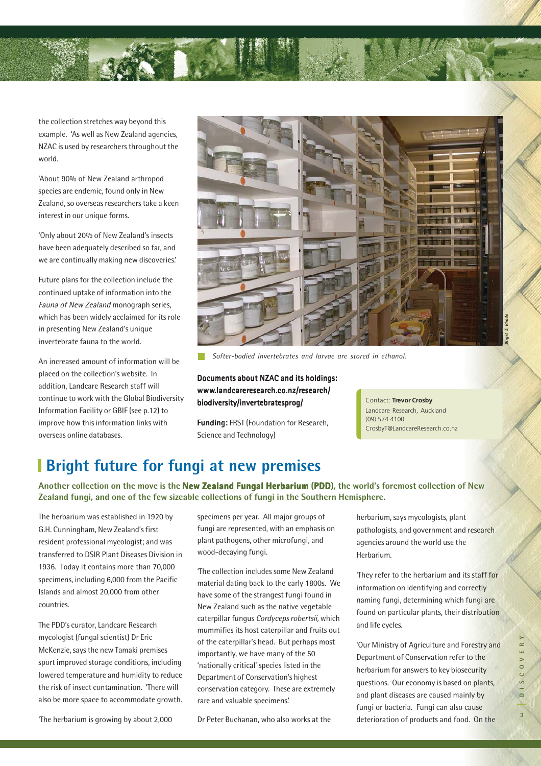the collection stretches way beyond this example. 'As well as New Zealand agencies, NZAC is used by researchers throughout the world.

'About 90% of New Zealand arthropod species are endemic, found only in New Zealand, so overseas researchers take a keen interest in our unique forms.

'Only about 20% of New Zealand's insects have been adequately described so far, and we are continually making new discoveries.'

Future plans for the collection include the continued uptake of information into the *Fauna of New Zealand* monograph series, which has been widely acclaimed for its role in presenting New Zealand's unique invertebrate fauna to the world.

An increased amount of information will be placed on the collection's website. In addition, Landcare Research staff will continue to work with the Global Biodiversity Information Facility or GBIF (see p.12) to improve how this information links with overseas online databases.

*Softer-bodied invertebrates and larvae are stored in ethanol.*

**Documents about NZAC and its holdings: www.landcareresearch.co.nz/research/biodiversity/invertebratesprog/**

**Funding:** FRST (Foundation for Research, Science and Technology)

Contact: **Trevor Crosby**
Landcare Research, Auckland
(09) 574 4100
CrosbyT@LandcareResearch.co.nz

## Bright future for fungi at new premises

**Another collection on the move is the New Zealand Fungal Herbarium (PDD), the world's foremost collection of New Zealand fungi, and one of the few sizeable collections of fungi in the Southern Hemisphere.**

The herbarium was established in 1920 by G.H. Cunningham, New Zealand's first resident professional mycologist; and was transferred to DSIR Plant Diseases Division in 1936. Today it contains more than 70,000 specimens, including 6,000 from the Pacific Islands and almost 20,000 from other countries.

The PDD's curator, Landcare Research mycologist (fungal scientist) Dr Eric McKenzie, says the new Tamaki premises sport improved storage conditions, including lowered temperature and humidity to reduce the risk of insect contamination. 'There will also be more space to accommodate growth.

'The herbarium is growing by about 2,000 specimens per year. All major groups of fungi are represented, with an emphasis on plant pathogens, other microfungi, and wood-decaying fungi.

'The collection includes some New Zealand material dating back to the early 1800s. We have some of the strangest fungi found in New Zealand such as the native vegetable caterpillar fungus *Cordyceps robertsii,* which mummifies its host caterpillar and fruits out of the caterpillar's head. But perhaps most importantly, we have many of the 50 'nationally critical' species listed in the Department of Conservation's highest conservation category. These are extremely rare and valuable specimens.'

Dr Peter Buchanan, who also works at the herbarium, says mycologists, plant pathologists, and government and research agencies around the world use the Herbarium.

'They refer to the herbarium and its staff for information on identifying and correctly naming fungi, determining which fungi are found on particular plants, their distribution and life cycles.

'Our Ministry of Agriculture and Forestry and Department of Conservation refer to the herbarium for answers to key biosecurity questions. Our economy is based on plants, and plant diseases are caused mainly by fungi or bacteria. Fungi can also cause deterioration of products and food. On the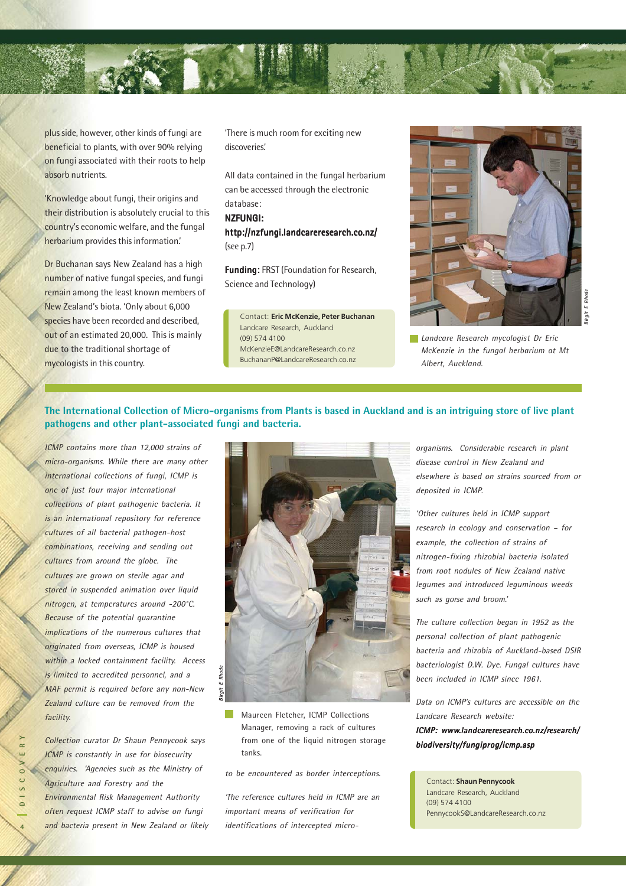plus side, however, other kinds of fungi are beneficial to plants, with over 90% relying on fungi associated with their roots to help absorb nutrients.

'Knowledge about fungi, their origins and their distribution is absolutely crucial to this country's economic welfare, and the fungal herbarium provides this information.'

Dr Buchanan says New Zealand has a high number of native fungal species, and fungi remain among the least known members of New Zealand's biota. 'Only about 6,000 species have been recorded and described, out of an estimated 20,000. This is mainly due to the traditional shortage of mycologists in this country.

'There is much room for exciting new discoveries.'

All data contained in the fungal herbarium can be accessed through the electronic database:
**NZFUNGI:**
**http://nzfungi.landcareresearch.co.nz/**
(see p.7)

**Funding:** FRST (Foundation for Research, Science and Technology)

Contact: **Eric McKenzie, Peter Buchanan**
Landcare Research, Auckland
(09) 574 4100
McKenzieE@LandcareResearch.co.nz
BuchananP@LandcareResearch.co.nz

*Landcare Research mycologist Dr Eric McKenzie in the fungal herbarium at Mt Albert, Auckland.*

## The International Collection of Micro-organisms from Plants is based in Auckland and is an intriguing store of live plant pathogens and other plant-associated fungi and bacteria.

*ICMP contains more than 12,000 strains of micro-organisms. While there are many other international collections of fungi, ICMP is one of just four major international collections of plant pathogenic bacteria. It is an international repository for reference cultures of all bacterial pathogen-host combinations, receiving and sending out cultures from around the globe. The cultures are grown on sterile agar and stored in suspended animation over liquid nitrogen, at temperatures around -200°C. Because of the potential quarantine implications of the numerous cultures that originated from overseas, ICMP is housed within a locked containment facility. Access is limited to accredited personnel, and a MAF permit is required before any non-New Zealand culture can be removed from the facility.*

*Collection curator Dr Shaun Pennycook says ICMP is constantly in use for biosecurity enquiries. 'Agencies such as the Ministry of Agriculture and Forestry and the Environmental Risk Management Authority often request ICMP staff to advise on fungi and bacteria present in New Zealand or likely to be encountered as border interceptions.*

*'The reference cultures held in ICMP are an important means of verification for identifications of intercepted micro-organisms. Considerable research in plant disease control in New Zealand and elsewhere is based on strains sourced from or deposited in ICMP.*

*'Other cultures held in ICMP support research in ecology and conservation – for example, the collection of strains of nitrogen-fixing rhizobial bacteria isolated from root nodules of New Zealand native legumes and introduced leguminous weeds such as gorse and broom.'*

*The culture collection began in 1952 as the personal collection of plant pathogenic bacteria and rhizobia of Auckland-based DSIR bacteriologist D.W. Dye. Fungal cultures have been included in ICMP since 1961.*

*Data on ICMP's cultures are accessible on the Landcare Research website:*
***ICMP: www.landcareresearch.co.nz/research/biodiversity/fungiprog/icmp.asp***

Maureen Fletcher, ICMP Collections Manager, removing a rack of cultures from one of the liquid nitrogen storage tanks.

Contact: **Shaun Pennycook**
Landcare Research, Auckland
(09) 574 4100
PennycookS@LandcareResearch.co.nz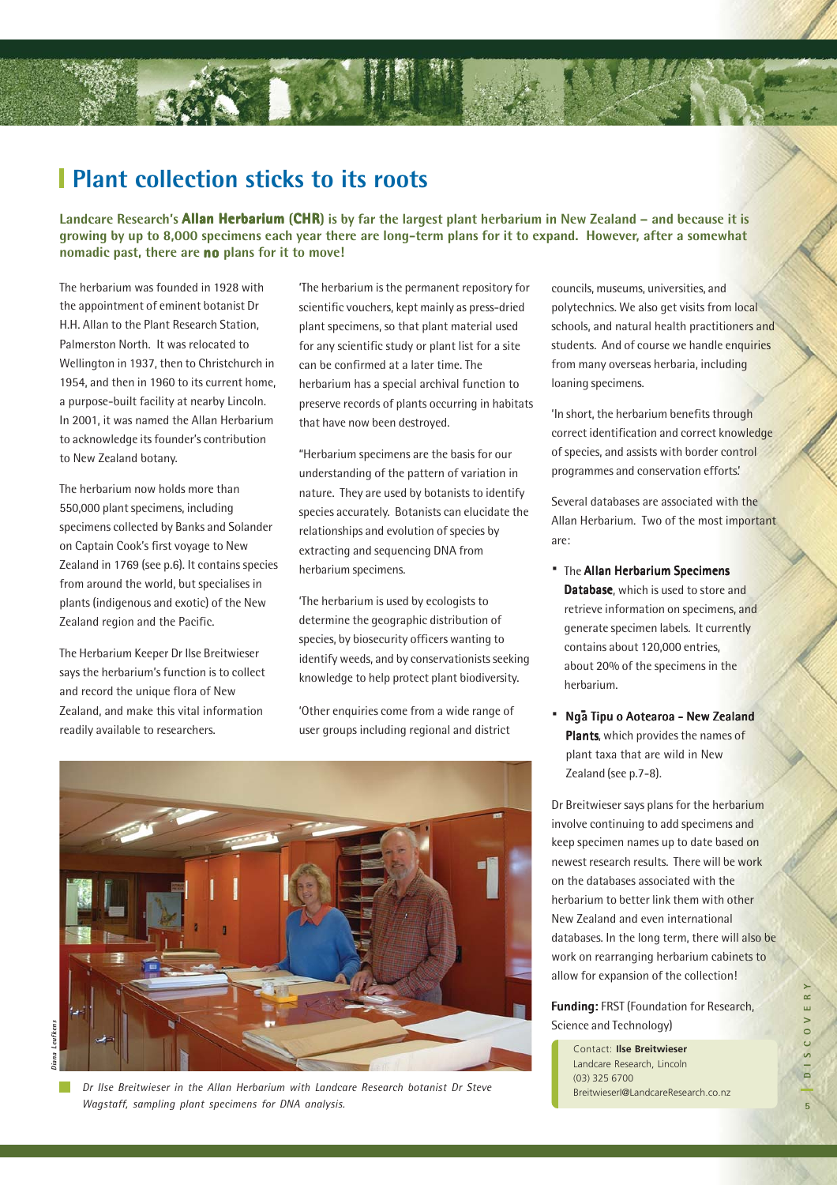# Plant collection sticks to its roots

**Landcare Research's Allan Herbarium (CHR) is by far the largest plant herbarium in New Zealand – and because it is growing by up to 8,000 specimens each year there are long-term plans for it to expand. However, after a somewhat nomadic past, there are no plans for it to move!**

The herbarium was founded in 1928 with the appointment of eminent botanist Dr H.H. Allan to the Plant Research Station, Palmerston North. It was relocated to Wellington in 1937, then to Christchurch in 1954, and then in 1960 to its current home, a purpose-built facility at nearby Lincoln. In 2001, it was named the Allan Herbarium to acknowledge its founder's contribution to New Zealand botany.

The herbarium now holds more than 550,000 plant specimens, including specimens collected by Banks and Solander on Captain Cook's first voyage to New Zealand in 1769 (see p.6). It contains species from around the world, but specialises in plants (indigenous and exotic) of the New Zealand region and the Pacific.

The Herbarium Keeper Dr Ilse Breitwieser says the herbarium's function is to collect and record the unique flora of New Zealand, and make this vital information readily available to researchers.

'The herbarium is the permanent repository for scientific vouchers, kept mainly as press-dried plant specimens, so that plant material used for any scientific study or plant list for a site can be confirmed at a later time. The herbarium has a special archival function to preserve records of plants occurring in habitats that have now been destroyed.

"Herbarium specimens are the basis for our understanding of the pattern of variation in nature. They are used by botanists to identify species accurately. Botanists can elucidate the relationships and evolution of species by extracting and sequencing DNA from herbarium specimens.

'The herbarium is used by ecologists to determine the geographic distribution of species, by biosecurity officers wanting to identify weeds, and by conservationists seeking knowledge to help protect plant biodiversity.

'Other enquiries come from a wide range of user groups including regional and district councils, museums, universities, and polytechnics. We also get visits from local schools, and natural health practitioners and students. And of course we handle enquiries from many overseas herbaria, including loaning specimens.

'In short, the herbarium benefits through correct identification and correct knowledge of species, and assists with border control programmes and conservation efforts.'

Several databases are associated with the Allan Herbarium. Two of the most important are:

- The **Allan Herbarium Specimens Database**, which is used to store and retrieve information on specimens, and generate specimen labels. It currently contains about 120,000 entries, about 20% of the specimens in the herbarium.
- **Ngā Tipu o Aotearoa - New Zealand Plants**, which provides the names of plant taxa that are wild in New Zealand (see p.7-8).

Dr Breitwieser says plans for the herbarium involve continuing to add specimens and keep specimen names up to date based on newest research results. There will be work on the databases associated with the herbarium to better link them with other New Zealand and even international databases. In the long term, there will also be work on rearranging herbarium cabinets to allow for expansion of the collection!

*Dr Ilse Breitwieser in the Allan Herbarium with Landcare Research botanist Dr Steve Wagstaff, sampling plant specimens for DNA analysis.*

**Funding:** FRST (Foundation for Research, Science and Technology)

Contact: **Ilse Breitwieser**
Landcare Research, Lincoln
(03) 325 6700
BreitwieserI@LandcareResearch.co.nz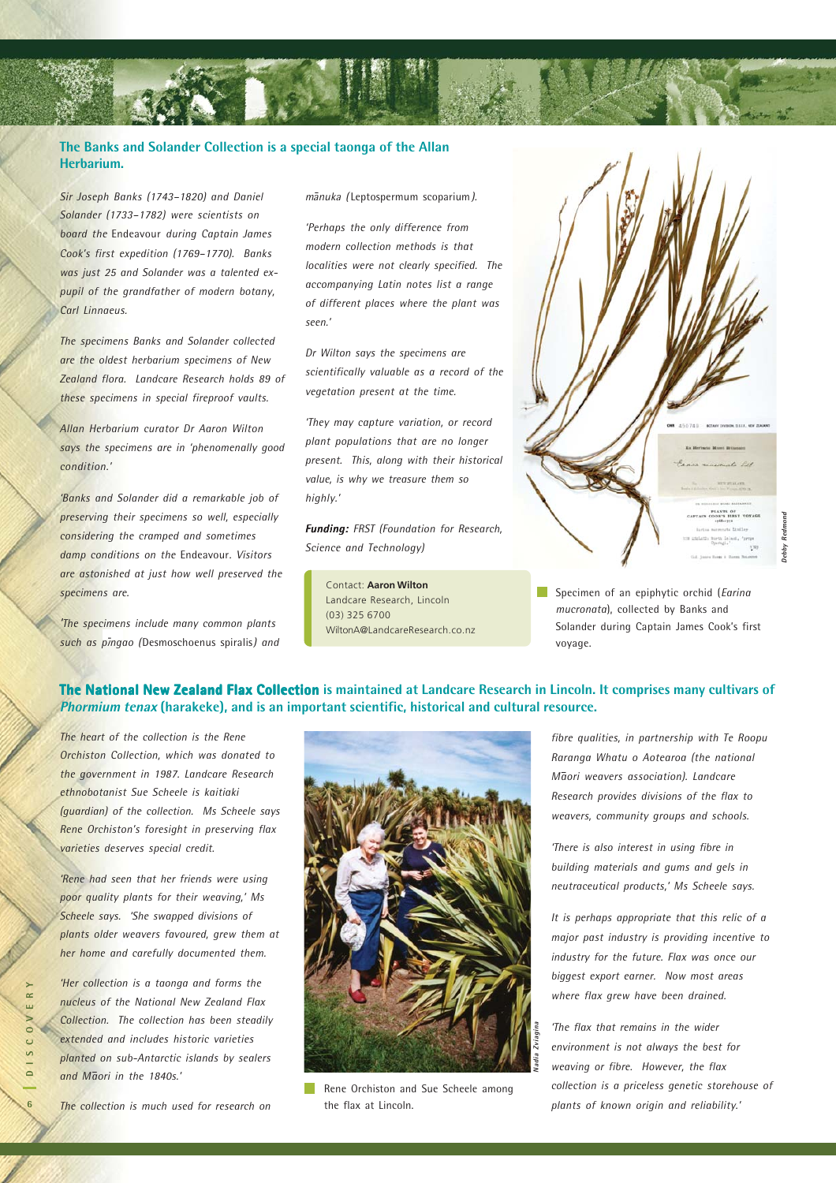**The Banks and Solander Collection is a special taonga of the Allan Herbarium.**

*Sir Joseph Banks (1743–1820) and Daniel Solander (1733–1782) were scientists on board the* Endeavour *during Captain James Cook's first expedition (1769–1770). Banks was just 25 and Solander was a talented ex-pupil of the grandfather of modern botany, Carl Linnaeus.*

*The specimens Banks and Solander collected are the oldest herbarium specimens of New Zealand flora. Landcare Research holds 89 of these specimens in special fireproof vaults.*

*Allan Herbarium curator Dr Aaron Wilton says the specimens are in 'phenomenally good condition.'*

*'Banks and Solander did a remarkable job of preserving their specimens so well, especially considering the cramped and sometimes damp conditions on the* Endeavour*. Visitors are astonished at just how well preserved the specimens are.*

*'The specimens include many common plants such as pīngao (*Desmoschoenus spiralis*) and mānuka (*Leptospermum scoparium*).*

*'Perhaps the only difference from modern collection methods is that localities were not clearly specified. The accompanying Latin notes list a range of different places where the plant was seen.'*

*Dr Wilton says the specimens are scientifically valuable as a record of the vegetation present at the time.*

*'They may capture variation, or record plant populations that are no longer present. This, along with their historical value, is why we treasure them so highly.'*

***Funding:** FRST (Foundation for Research, Science and Technology)*

Contact: **Aaron Wilton**
Landcare Research, Lincoln
(03) 325 6700
WiltonA@LandcareResearch.co.nz

Specimen of an epiphytic orchid (*Earina mucronata*), collected by Banks and Solander during Captain James Cook's first voyage.

**The National New Zealand Flax Collection is maintained at Landcare Research in Lincoln. It comprises many cultivars of *Phormium tenax* (harakeke), and is an important scientific, historical and cultural resource.**

*The heart of the collection is the Rene Orchiston Collection, which was donated to the government in 1987. Landcare Research ethnobotanist Sue Scheele is kaitiaki (guardian) of the collection. Ms Scheele says Rene Orchiston's foresight in preserving flax varieties deserves special credit.*

*'Rene had seen that her friends were using poor quality plants for their weaving,' Ms Scheele says. 'She swapped divisions of plants older weavers favoured, grew them at her home and carefully documented them.*

*'Her collection is a taonga and forms the nucleus of the National New Zealand Flax Collection. The collection has been steadily extended and includes historic varieties planted on sub-Antarctic islands by sealers and Māori in the 1840s.'*

*The collection is much used for research on fibre qualities, in partnership with Te Roopu Raranga Whatu o Aotearoa (the national Māori weavers association). Landcare Research provides divisions of the flax to weavers, community groups and schools.*

*'There is also interest in using fibre in building materials and gums and gels in neutraceutical products,' Ms Scheele says.*

*It is perhaps appropriate that this relic of a major past industry is providing incentive to industry for the future. Flax was once our biggest export earner. Now most areas where flax grew have been drained.*

*'The flax that remains in the wider environment is not always the best for weaving or fibre. However, the flax collection is a priceless genetic storehouse of plants of known origin and reliability.'*

Rene Orchiston and Sue Scheele among the flax at Lincoln.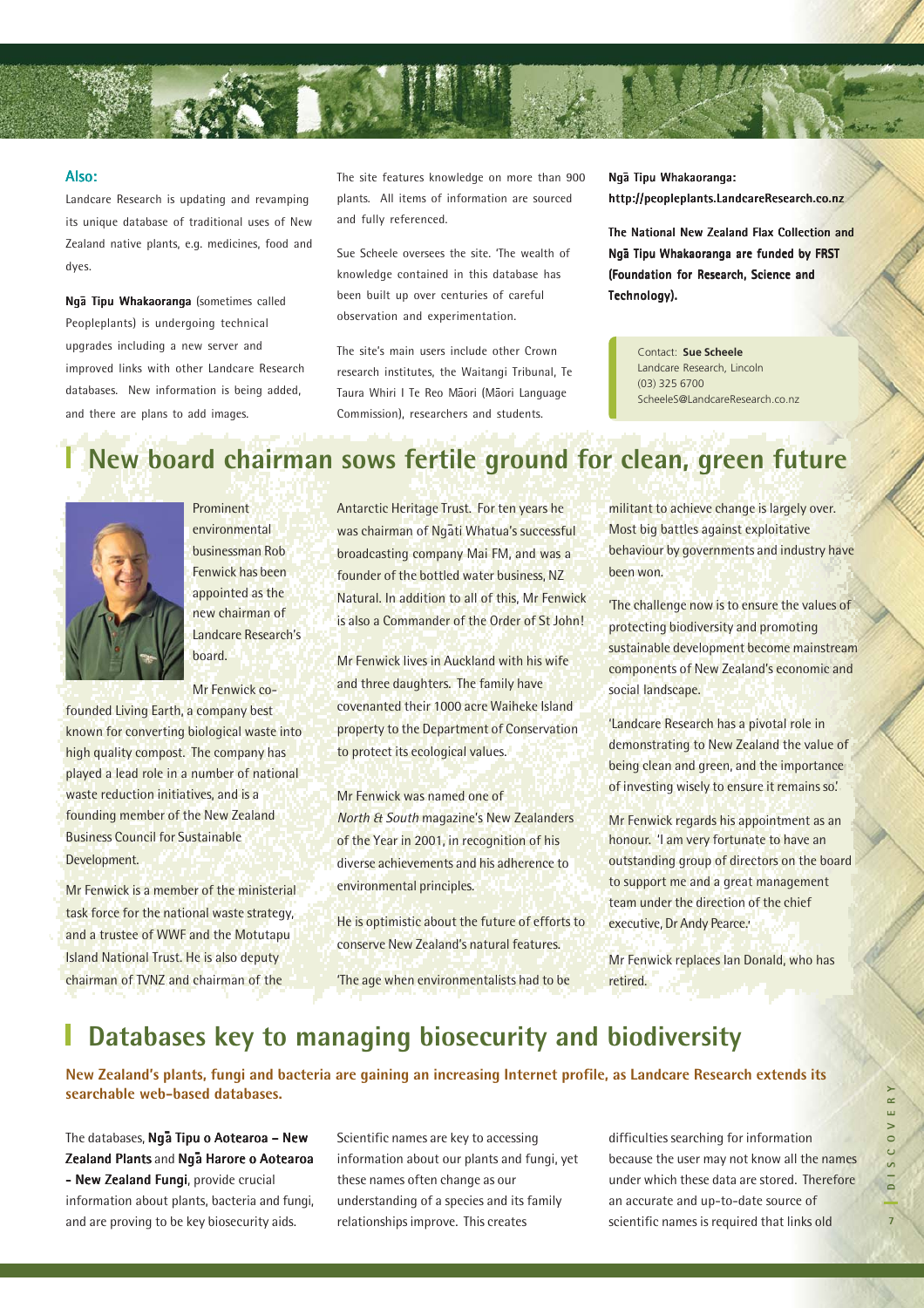**Also:**

Landcare Research is updating and revamping its unique database of traditional uses of New Zealand native plants, e.g. medicines, food and dyes.

**Ngā Tipu Whakaoranga** (sometimes called Peopleplants) is undergoing technical upgrades including a new server and improved links with other Landcare Research databases. New information is being added, and there are plans to add images.

The site features knowledge on more than 900 plants. All items of information are sourced and fully referenced.

Sue Scheele oversees the site. 'The wealth of knowledge contained in this database has been built up over centuries of careful observation and experimentation.

The site's main users include other Crown research institutes, the Waitangi Tribunal, Te Taura Whiri I Te Reo Māori (Māori Language Commission), researchers and students.

**Ngā Tipu Whakaoranga: http://peopleplants.LandcareResearch.co.nz**

**The National New Zealand Flax Collection and Ngā Tipu Whakaoranga are funded by FRST (Foundation for Research, Science and Technology).**

Contact: **Sue Scheele**
Landcare Research, Lincoln
(03) 325 6700
ScheeleS@LandcareResearch.co.nz

## New board chairman sows fertile ground for clean, green future

Prominent environmental businessman Rob Fenwick has been appointed as the new chairman of Landcare Research's board.

Mr Fenwick co-founded Living Earth, a company best known for converting biological waste into high quality compost. The company has played a lead role in a number of national waste reduction initiatives, and is a founding member of the New Zealand Business Council for Sustainable Development.

Mr Fenwick is a member of the ministerial task force for the national waste strategy, and a trustee of WWF and the Motutapu Island National Trust. He is also deputy chairman of TVNZ and chairman of the Antarctic Heritage Trust. For ten years he was chairman of Ngāti Whatua's successful broadcasting company Mai FM, and was a founder of the bottled water business, NZ Natural. In addition to all of this, Mr Fenwick is also a Commander of the Order of St John!

Mr Fenwick lives in Auckland with his wife and three daughters. The family have covenanted their 1000 acre Waiheke Island property to the Department of Conservation to protect its ecological values.

Mr Fenwick was named one of *North & South* magazine's New Zealanders of the Year in 2001, in recognition of his diverse achievements and his adherence to environmental principles.

He is optimistic about the future of efforts to conserve New Zealand's natural features.

'The age when environmentalists had to be militant to achieve change is largely over. Most big battles against exploitative behaviour by governments and industry have been won.

'The challenge now is to ensure the values of protecting biodiversity and promoting sustainable development become mainstream components of New Zealand's economic and social landscape.

'Landcare Research has a pivotal role in demonstrating to New Zealand the value of being clean and green, and the importance of investing wisely to ensure it remains so.'

Mr Fenwick regards his appointment as an honour. 'I am very fortunate to have an outstanding group of directors on the board to support me and a great management team under the direction of the chief executive, Dr Andy Pearce.'

Mr Fenwick replaces Ian Donald, who has retired.

## Databases key to managing biosecurity and biodiversity

**New Zealand's plants, fungi and bacteria are gaining an increasing Internet profile, as Landcare Research extends its searchable web-based databases.**

The databases, **Ngā Tipu o Aotearoa – New Zealand Plants** and **Ngā Harore o Aotearoa - New Zealand Fungi**, provide crucial information about plants, bacteria and fungi, and are proving to be key biosecurity aids.

Scientific names are key to accessing information about our plants and fungi, yet these names often change as our understanding of a species and its family relationships improve. This creates difficulties searching for information because the user may not know all the names under which these data are stored. Therefore an accurate and up-to-date source of scientific names is required that links old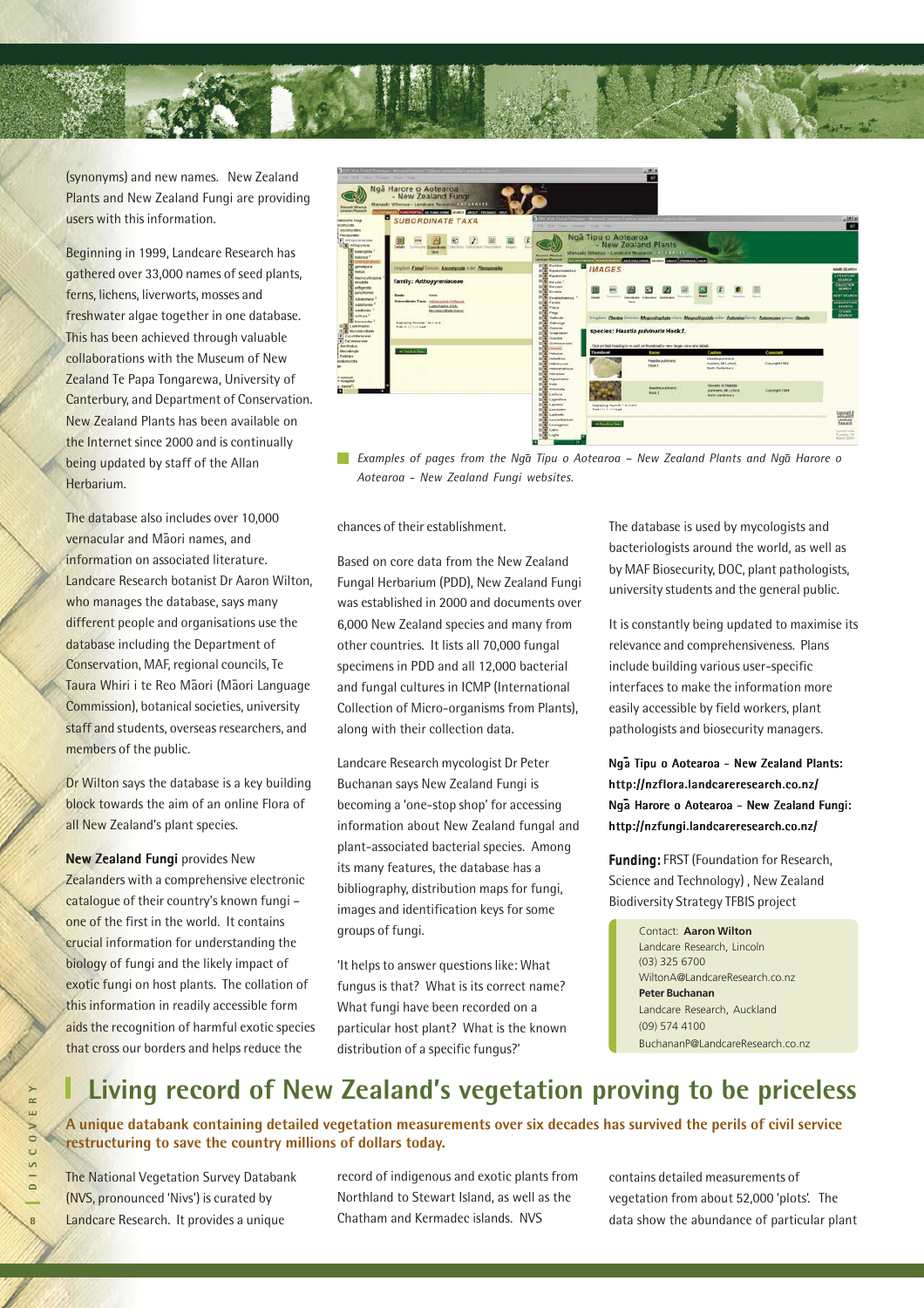(synonyms) and new names. New Zealand Plants and New Zealand Fungi are providing users with this information.

Beginning in 1999, Landcare Research has gathered over 33,000 names of seed plants, ferns, lichens, liverworts, mosses and freshwater algae together in one database. This has been achieved through valuable collaborations with the Museum of New Zealand Te Papa Tongarewa, University of Canterbury, and Department of Conservation. New Zealand Plants has been available on the Internet since 2000 and is continually being updated by staff of the Allan Herbarium.

The database also includes over 10,000 vernacular and Māori names, and information on associated literature. Landcare Research botanist Dr Aaron Wilton, who manages the database, says many different people and organisations use the database including the Department of Conservation, MAF, regional councils, Te Taura Whiri i te Reo Māori (Māori Language Commission), botanical societies, university staff and students, overseas researchers, and members of the public.

Dr Wilton says the database is a key building block towards the aim of an online Flora of all New Zealand's plant species.

**New Zealand Fungi** provides New Zealanders with a comprehensive electronic catalogue of their country's known fungi – one of the first in the world. It contains crucial information for understanding the biology of fungi and the likely impact of exotic fungi on host plants. The collation of this information in readily accessible form aids the recognition of harmful exotic species that cross our borders and helps reduce the chances of their establishment.

*Examples of pages from the Ngā Tipu o Aotearoa – New Zealand Plants and Ngā Harore o Aotearoa - New Zealand Fungi websites.*

Based on core data from the New Zealand Fungal Herbarium (PDD), New Zealand Fungi was established in 2000 and documents over 6,000 New Zealand species and many from other countries. It lists all 70,000 fungal specimens in PDD and all 12,000 bacterial and fungal cultures in ICMP (International Collection of Micro-organisms from Plants), along with their collection data.

Landcare Research mycologist Dr Peter Buchanan says New Zealand Fungi is becoming a 'one-stop shop' for accessing information about New Zealand fungal and plant-associated bacterial species. Among its many features, the database has a bibliography, distribution maps for fungi, images and identification keys for some groups of fungi.

'It helps to answer questions like: What fungus is that? What is its correct name? What fungi have been recorded on a particular host plant? What is the known distribution of a specific fungus?'

The database is used by mycologists and bacteriologists around the world, as well as by MAF Biosecurity, DOC, plant pathologists, university students and the general public.

It is constantly being updated to maximise its relevance and comprehensiveness. Plans include building various user-specific interfaces to make the information more easily accessible by field workers, plant pathologists and biosecurity managers.

**Ngā Tipu o Aotearoa - New Zealand Plants: http://nzflora.landcareresearch.co.nz/**
**Ngā Harore o Aotearoa - New Zealand Fungi: http://nzfungi.landcareresearch.co.nz/**

**Funding:** FRST (Foundation for Research, Science and Technology) , New Zealand Biodiversity Strategy TFBIS project

Contact: **Aaron Wilton**
Landcare Research, Lincoln
(03) 325 6700
WiltonA@LandcareResearch.co.nz
**Peter Buchanan**
Landcare Research, Auckland
(09) 574 4100
BuchananP@LandcareResearch.co.nz

# Living record of New Zealand's vegetation proving to be priceless

**A unique databank containing detailed vegetation measurements over six decades has survived the perils of civil service restructuring to save the country millions of dollars today.**

The National Vegetation Survey Databank (NVS, pronounced 'Nivs') is curated by Landcare Research. It provides a unique record of indigenous and exotic plants from Northland to Stewart Island, as well as the Chatham and Kermadec islands. NVS contains detailed measurements of vegetation from about 52,000 'plots'. The data show the abundance of particular plant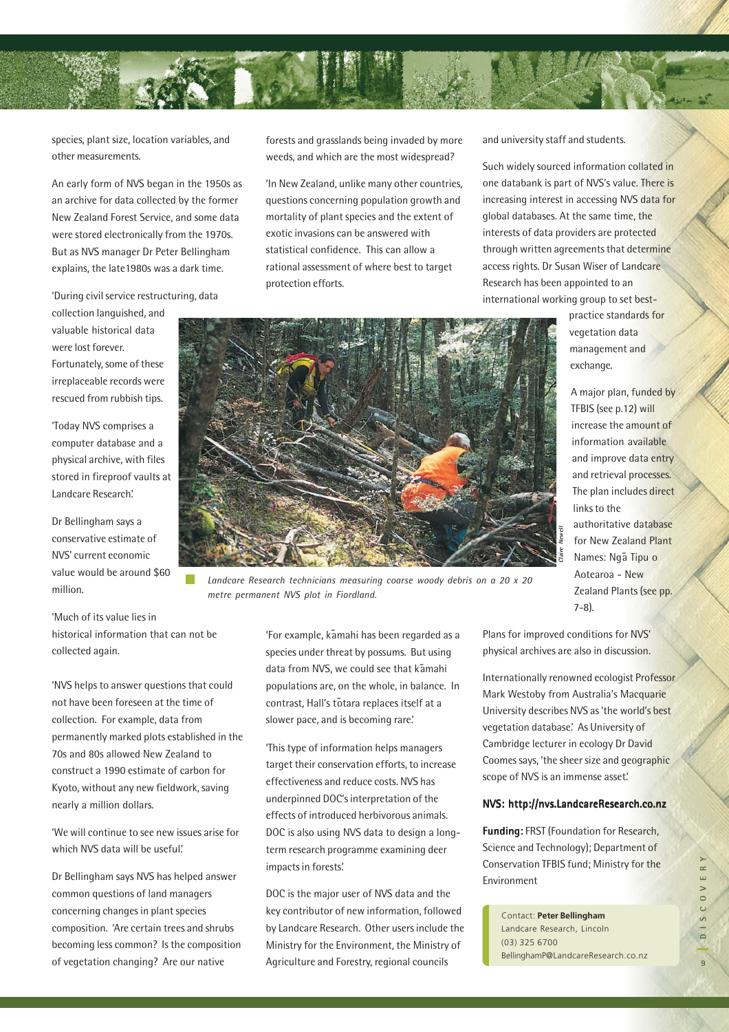species, plant size, location variables, and other measurements.

An early form of NVS began in the 1950s as an archive for data collected by the former New Zealand Forest Service, and some data were stored electronically from the 1970s. But as NVS manager Dr Peter Bellingham explains, the late1980s was a dark time.

'During civil service restructuring, data collection languished, and valuable historical data were lost forever. Fortunately, some of these irreplaceable records were rescued from rubbish tips.

'Today NVS comprises a computer database and a physical archive, with files stored in fireproof vaults at Landcare Research.'

Dr Bellingham says a conservative estimate of NVS' current economic value would be around $60 million.

'Much of its value lies in historical information that can not be collected again.

'NVS helps to answer questions that could not have been foreseen at the time of collection. For example, data from permanently marked plots established in the 70s and 80s allowed New Zealand to construct a 1990 estimate of carbon for Kyoto, without any new fieldwork, saving nearly a million dollars.

'We will continue to see new issues arise for which NVS data will be useful.'

Dr Bellingham says NVS has helped answer common questions of land managers concerning changes in plant species composition. 'Are certain trees and shrubs becoming less common? Is the composition of vegetation changing? Are our native forests and grasslands being invaded by more weeds, and which are the most widespread?

'In New Zealand, unlike many other countries, questions concerning population growth and mortality of plant species and the extent of exotic invasions can be answered with statistical confidence. This can allow a rational assessment of where best to target protection efforts.

'For example, kāmahi has been regarded as a species under threat by possums. But using data from NVS, we could see that kāmahi populations are, on the whole, in balance. In contrast, Hall's tōtara replaces itself at a slower pace, and is becoming rare.'

'This type of information helps managers target their conservation efforts, to increase effectiveness and reduce costs. NVS has underpinned DOC's interpretation of the effects of introduced herbivorous animals. DOC is also using NVS data to design a long-term research programme examining deer impacts in forests.'

DOC is the major user of NVS data and the key contributor of new information, followed by Landcare Research. Other users include the Ministry for the Environment, the Ministry of Agriculture and Forestry, regional councils and university staff and students.

Such widely sourced information collated in one databank is part of NVS's value. There is increasing interest in accessing NVS data for global databases. At the same time, the interests of data providers are protected through written agreements that determine access rights. Dr Susan Wiser of Landcare Research has been appointed to an international working group to set best-practice standards for vegetation data management and exchange.

A major plan, funded by TFBIS (see p.12) will increase the amount of information available and improve data entry and retrieval processes. The plan includes direct links to the authoritative database for New Zealand Plant Names: Ngā Tipu o Aotearoa - New Zealand Plants (see pp. 7-8).

Plans for improved conditions for NVS' physical archives are also in discussion.

Internationally renowned ecologist Professor Mark Westoby from Australia's Macquarie University describes NVS as 'the world's best vegetation database.' As University of Cambridge lecturer in ecology Dr David Coomes says, 'the sheer size and geographic scope of NVS is an immense asset.'

*Landcare Research technicians measuring coarse woody debris on a 20 x 20 metre permanent NVS plot in Fiordland.*

**NVS: http://nvs.LandcareResearch.co.nz**

**Funding:** FRST (Foundation for Research, Science and Technology); Department of Conservation TFBIS fund; Ministry for the Environment

Contact: **Peter Bellingham**
Landcare Research, Lincoln
(03) 325 6700
BellinghamP@LandcareResearch.co.nz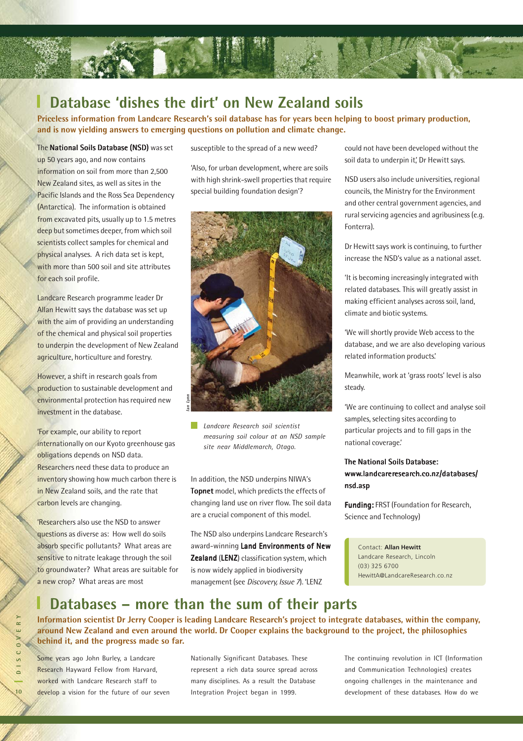# Database 'dishes the dirt' on New Zealand soils

**Priceless information from Landcare Research's soil database has for years been helping to boost primary production, and is now yielding answers to emerging questions on pollution and climate change.**

The **National Soils Database (NSD)** was set up 50 years ago, and now contains information on soil from more than 2,500 New Zealand sites, as well as sites in the Pacific Islands and the Ross Sea Dependency (Antarctica). The information is obtained from excavated pits, usually up to 1.5 metres deep but sometimes deeper, from which soil scientists collect samples for chemical and physical analyses. A rich data set is kept, with more than 500 soil and site attributes for each soil profile.

Landcare Research programme leader Dr Allan Hewitt says the database was set up with the aim of providing an understanding of the chemical and physical soil properties to underpin the development of New Zealand agriculture, horticulture and forestry.

However, a shift in research goals from production to sustainable development and environmental protection has required new investment in the database.

'For example, our ability to report internationally on our Kyoto greenhouse gas obligations depends on NSD data. Researchers need these data to produce an inventory showing how much carbon there is in New Zealand soils, and the rate that carbon levels are changing.

'Researchers also use the NSD to answer questions as diverse as: How well do soils absorb specific pollutants? What areas are sensitive to nitrate leakage through the soil to groundwater? What areas are suitable for a new crop? What areas are most susceptible to the spread of a new weed?

'Also, for urban development, where are soils with high shrink-swell properties that require special building foundation design'?

*Landcare Research soil scientist measuring soil colour at an NSD sample site near Middlemarch, Otago.*

In addition, the NSD underpins NIWA's **Topnet** model, which predicts the effects of changing land use on river flow. The soil data are a crucial component of this model.

The NSD also underpins Landcare Research's award-winning **Land Environments of New Zealand** (**LENZ**) classification system, which is now widely applied in biodiversity management (see *Discovery, Issue 7*). 'LENZ could not have been developed without the soil data to underpin it,' Dr Hewitt says.

NSD users also include universities, regional councils, the Ministry for the Environment and other central government agencies, and rural servicing agencies and agribusiness (e.g. Fonterra).

Dr Hewitt says work is continuing, to further increase the NSD's value as a national asset.

'It is becoming increasingly integrated with related databases. This will greatly assist in making efficient analyses across soil, land, climate and biotic systems.

'We will shortly provide Web access to the database, and we are also developing various related information products.'

Meanwhile, work at 'grass roots' level is also steady.

'We are continuing to collect and analyse soil samples, selecting sites according to particular projects and to fill gaps in the national coverage.'

**The National Soils Database: www.landcareresearch.co.nz/databases/nsd.asp**

**Funding:** FRST (Foundation for Research, Science and Technology)

Contact: **Allan Hewitt**
Landcare Research, Lincoln
(03) 325 6700
HewittA@LandcareResearch.co.nz

# Databases – more than the sum of their parts

**Information scientist Dr Jerry Cooper is leading Landcare Research's project to integrate databases, within the company, around New Zealand and even around the world. Dr Cooper explains the background to the project, the philosophies behind it, and the progress made so far.**

Some years ago John Burley, a Landcare Research Hayward Fellow from Harvard, worked with Landcare Research staff to develop a vision for the future of our seven Nationally Significant Databases. These represent a rich data source spread across many disciplines. As a result the Database Integration Project began in 1999.

The continuing revolution in ICT (Information and Communication Technologies) creates ongoing challenges in the maintenance and development of these databases. How do we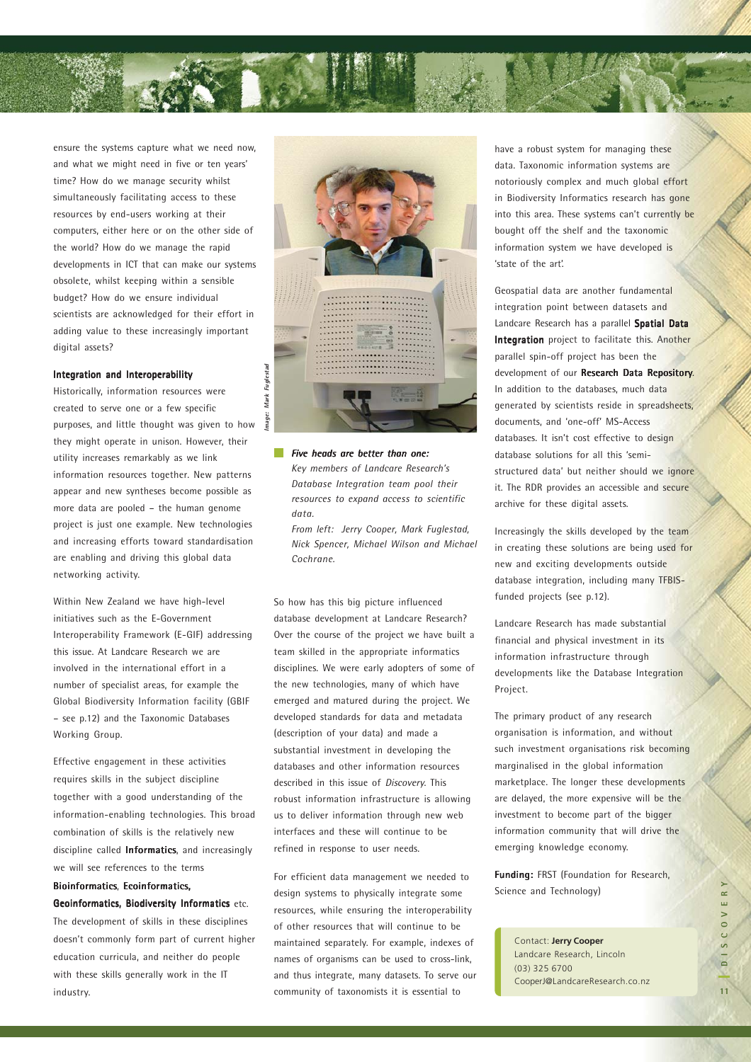ensure the systems capture what we need now, and what we might need in five or ten years' time? How do we manage security whilst simultaneously facilitating access to these resources by end-users working at their computers, either here or on the other side of the world? How do we manage the rapid developments in ICT that can make our systems obsolete, whilst keeping within a sensible budget? How do we ensure individual scientists are acknowledged for their effort in adding value to these increasingly important digital assets?

### Integration and Interoperability

Historically, information resources were created to serve one or a few specific purposes, and little thought was given to how they might operate in unison. However, their utility increases remarkably as we link information resources together. New patterns appear and new syntheses become possible as more data are pooled – the human genome project is just one example. New technologies and increasing efforts toward standardisation are enabling and driving this global data networking activity.

Within New Zealand we have high-level initiatives such as the E-Government Interoperability Framework (E-GIF) addressing this issue. At Landcare Research we are involved in the international effort in a number of specialist areas, for example the Global Biodiversity Information facility (GBIF – see p.12) and the Taxonomic Databases Working Group.

Effective engagement in these activities requires skills in the subject discipline together with a good understanding of the information-enabling technologies. This broad combination of skills is the relatively new discipline called **Informatics**, and increasingly we will see references to the terms **Bioinformatics**, **Ecoinformatics, Geoinformatics, Biodiversity Informatics** etc. The development of skills in these disciplines doesn't commonly form part of current higher education curricula, and neither do people with these skills generally work in the IT industry.

*Image: Mark Fuglestad*

***Five heads are better than one:*** *Key members of Landcare Research's Database Integration team pool their resources to expand access to scientific data.*

*From left: Jerry Cooper, Mark Fuglestad, Nick Spencer, Michael Wilson and Michael Cochrane.*

So how has this big picture influenced database development at Landcare Research? Over the course of the project we have built a team skilled in the appropriate informatics disciplines. We were early adopters of some of the new technologies, many of which have emerged and matured during the project. We developed standards for data and metadata (description of your data) and made a substantial investment in developing the databases and other information resources described in this issue of *Discovery*. This robust information infrastructure is allowing us to deliver information through new web interfaces and these will continue to be refined in response to user needs.

For efficient data management we needed to design systems to physically integrate some resources, while ensuring the interoperability of other resources that will continue to be maintained separately. For example, indexes of names of organisms can be used to cross-link, and thus integrate, many datasets. To serve our community of taxonomists it is essential to have a robust system for managing these data. Taxonomic information systems are notoriously complex and much global effort in Biodiversity Informatics research has gone into this area. These systems can't currently be bought off the shelf and the taxonomic information system we have developed is 'state of the art'.

Geospatial data are another fundamental integration point between datasets and Landcare Research has a parallel **Spatial Data Integration** project to facilitate this. Another parallel spin-off project has been the development of our **Research Data Repository**. In addition to the databases, much data generated by scientists reside in spreadsheets, documents, and 'one-off' MS-Access databases. It isn't cost effective to design database solutions for all this 'semi-structured data' but neither should we ignore it. The RDR provides an accessible and secure archive for these digital assets.

Increasingly the skills developed by the team in creating these solutions are being used for new and exciting developments outside database integration, including many TFBIS-funded projects (see p.12).

Landcare Research has made substantial financial and physical investment in its information infrastructure through developments like the Database Integration Project.

The primary product of any research organisation is information, and without such investment organisations risk becoming marginalised in the global information marketplace. The longer these developments are delayed, the more expensive will be the investment to become part of the bigger information community that will drive the emerging knowledge economy.

**Funding:** FRST (Foundation for Research, Science and Technology)

Contact: **Jerry Cooper**
Landcare Research, Lincoln
(03) 325 6700
CooperJ@LandcareResearch.co.nz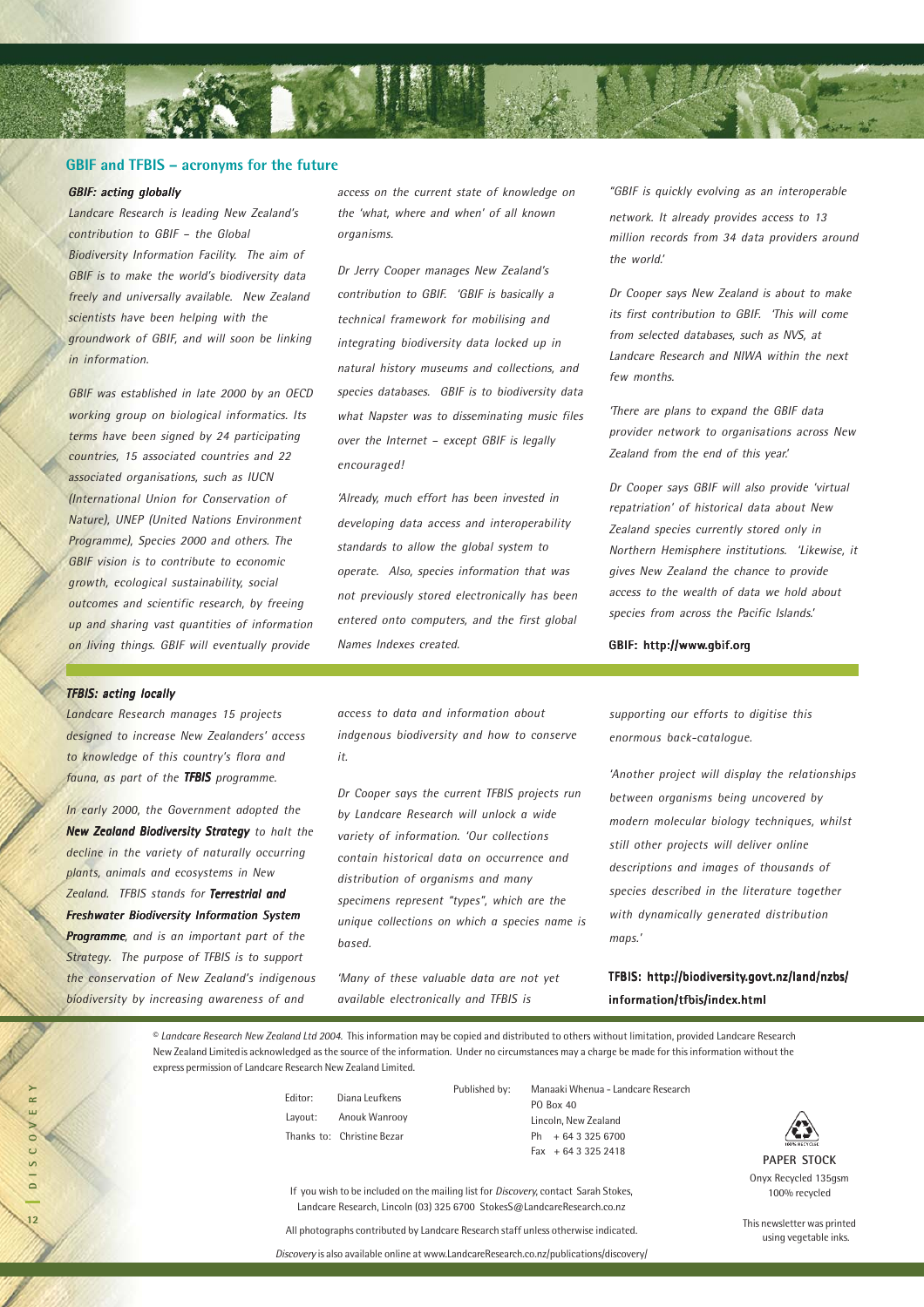## GBIF and TFBIS – acronyms for the future

### *GBIF: acting globally*

*Landcare Research is leading New Zealand's contribution to GBIF – the Global Biodiversity Information Facility. The aim of GBIF is to make the world's biodiversity data freely and universally available. New Zealand scientists have been helping with the groundwork of GBIF, and will soon be linking in information.*

*GBIF was established in late 2000 by an OECD working group on biological informatics. Its terms have been signed by 24 participating countries, 15 associated countries and 22 associated organisations, such as IUCN (International Union for Conservation of Nature), UNEP (United Nations Environment Programme), Species 2000 and others. The GBIF vision is to contribute to economic growth, ecological sustainability, social outcomes and scientific research, by freeing up and sharing vast quantities of information on living things. GBIF will eventually provide access on the current state of knowledge on the 'what, where and when' of all known organisms.*

*Dr Jerry Cooper manages New Zealand's contribution to GBIF. 'GBIF is basically a technical framework for mobilising and integrating biodiversity data locked up in natural history museums and collections, and species databases. GBIF is to biodiversity data what Napster was to disseminating music files over the Internet – except GBIF is legally encouraged!*

*'Already, much effort has been invested in developing data access and interoperability standards to allow the global system to operate. Also, species information that was not previously stored electronically has been entered onto computers, and the first global Names Indexes created.*

*"GBIF is quickly evolving as an interoperable network. It already provides access to 13 million records from 34 data providers around the world.'*

*Dr Cooper says New Zealand is about to make its first contribution to GBIF. 'This will come from selected databases, such as NVS, at Landcare Research and NIWA within the next few months.*

*'There are plans to expand the GBIF data provider network to organisations across New Zealand from the end of this year.'*

*Dr Cooper says GBIF will also provide 'virtual repatriation' of historical data about New Zealand species currently stored only in Northern Hemisphere institutions. 'Likewise, it gives New Zealand the chance to provide access to the wealth of data we hold about species from across the Pacific Islands.'*

**GBIF: http://www.gbif.org**

### *TFBIS: acting locally*

*Landcare Research manages 15 projects designed to increase New Zealanders' access to knowledge of this country's flora and fauna, as part of the **TFBIS** programme.*

*In early 2000, the Government adopted the **New Zealand Biodiversity Strategy** to halt the decline in the variety of naturally occurring plants, animals and ecosystems in New Zealand. TFBIS stands for **Terrestrial and Freshwater Biodiversity Information System Programme**, and is an important part of the Strategy. The purpose of TFBIS is to support the conservation of New Zealand's indigenous biodiversity by increasing awareness of and access to data and information about indgenous biodiversity and how to conserve it.*

*Dr Cooper says the current TFBIS projects run by Landcare Research will unlock a wide variety of information. 'Our collections contain historical data on occurrence and distribution of organisms and many specimens represent "types", which are the unique collections on which a species name is based.*

*'Many of these valuable data are not yet available electronically and TFBIS is supporting our efforts to digitise this enormous back-catalogue.*

*'Another project will display the relationships between organisms being uncovered by modern molecular biology techniques, whilst still other projects will deliver online descriptions and images of thousands of species described in the literature together with dynamically generated distribution maps.'*

**TFBIS: http://biodiversity.govt.nz/land/nzbs/information/tfbis/index.html**

© *Landcare Research New Zealand Ltd 2004.* This information may be copied and distributed to others without limitation, provided Landcare Research New Zealand Limited is acknowledged as the source of the information. Under no circumstances may a charge be made for this information without the express permission of Landcare Research New Zealand Limited.

Editor: Diana Leufkens
Layout: Anouk Wanrooy
Thanks to: Christine Bezar

Published by: Manaaki Whenua - Landcare Research
PO Box 40
Lincoln, New Zealand
Ph + 64 3 325 6700
Fax + 64 3 325 2418

If you wish to be included on the mailing list for *Discovery*, contact Sarah Stokes, Landcare Research, Lincoln (03) 325 6700 StokesS@LandcareResearch.co.nz

All photographs contributed by Landcare Research staff unless otherwise indicated.

*Discovery* is also available online at www.LandcareResearch.co.nz/publications/discovery/

PAPER STOCK
Onyx Recycled 135gsm
100% recycled

This newsletter was printed using vegetable inks.